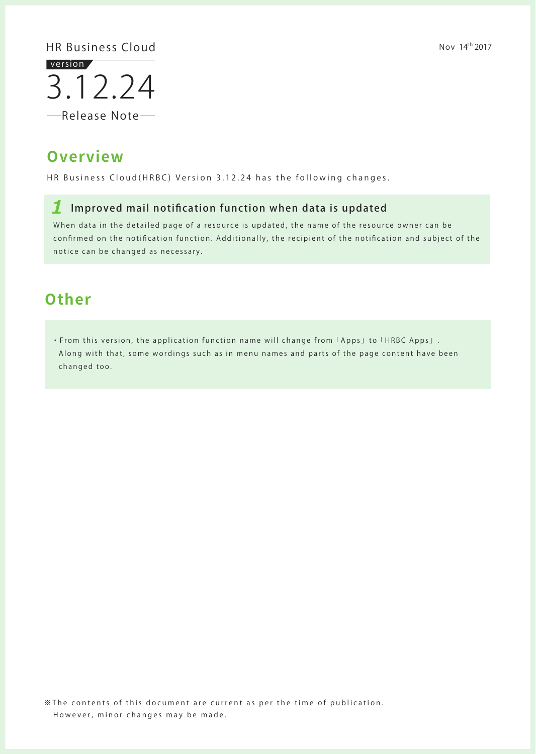HR Business Cloud

version

# 3.12.24

—Release Note—

Nov 14th 2017

## Overview

HR Business Cloud(HRBC) Version 3.12.24 has the following changes.

### 1 Improved mail notification function when data is updated

When data in the detailed page of a resource is updated, the name of the resource owner can be confirmed on the notification function. Additionally, the recipient of the notification and subject of the notice can be changed as necessary.

## Other

・From this version, the application function name will change from「Apps」to「HRBC Apps」. Along with that, some wordings such as in menu names and parts of the page content have been changed too.

※The contents of this document are current as per the time of publication. However, minor changes may be made.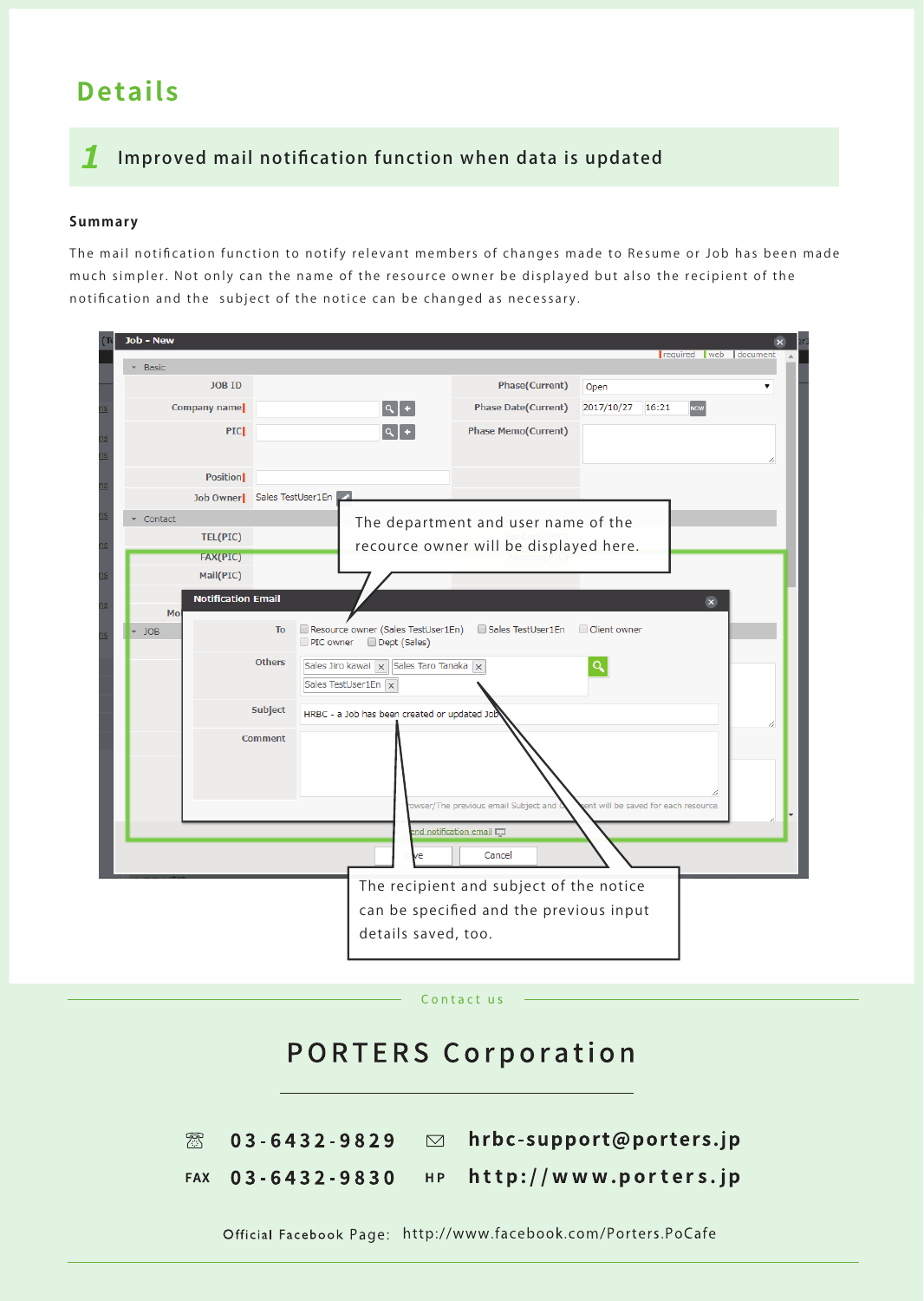# Details

## 1 Improved mail notification function when data is updated

### Summary

The mail notification function to notify relevant members of changes made to Resume or Job has been made much simpler. Not only can the name of the resource owner be displayed but also the recipient of the notification and the subject of the notice can be changed as necessary.

The department and user name of the recource owner will be displayed here.

The recipient and subject of the notice can be specified and the previous input details saved, too.

Contact us

# PORTERS Corporation

☎ 03-6432-9829 ✉ hrbc-support@porters.jp

FAX 03-6432-9830 HP http://www.porters.jp

Official Facebook Page: http://www.facebook.com/Porters.PoCafe